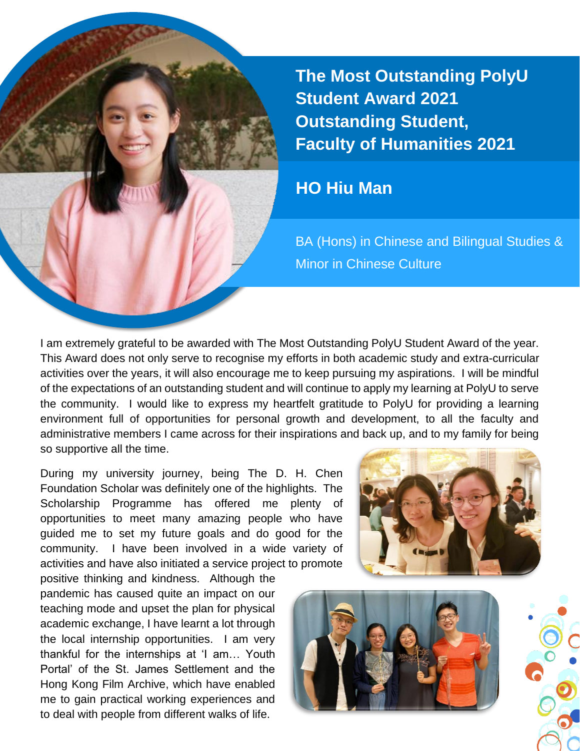# The Most Outstanding PolyU Student Award 2021
# Outstanding Student, Faculty of Humanities 2021

## HO Hiu Man

BA (Hons) in Chinese and Bilingual Studies & Minor in Chinese Culture

I am extremely grateful to be awarded with The Most Outstanding PolyU Student Award of the year. This Award does not only serve to recognise my efforts in both academic study and extra-curricular activities over the years, it will also encourage me to keep pursuing my aspirations. I will be mindful of the expectations of an outstanding student and will continue to apply my learning at PolyU to serve the community. I would like to express my heartfelt gratitude to PolyU for providing a learning environment full of opportunities for personal growth and development, to all the faculty and administrative members I came across for their inspirations and back up, and to my family for being so supportive all the time.

During my university journey, being The D. H. Chen Foundation Scholar was definitely one of the highlights. The Scholarship Programme has offered me plenty of opportunities to meet many amazing people who have guided me to set my future goals and do good for the community. I have been involved in a wide variety of activities and have also initiated a service project to promote positive thinking and kindness. Although the pandemic has caused quite an impact on our teaching mode and upset the plan for physical academic exchange, I have learnt a lot through the local internship opportunities. I am very thankful for the internships at 'I am… Youth Portal' of the St. James Settlement and the Hong Kong Film Archive, which have enabled me to gain practical working experiences and to deal with people from different walks of life.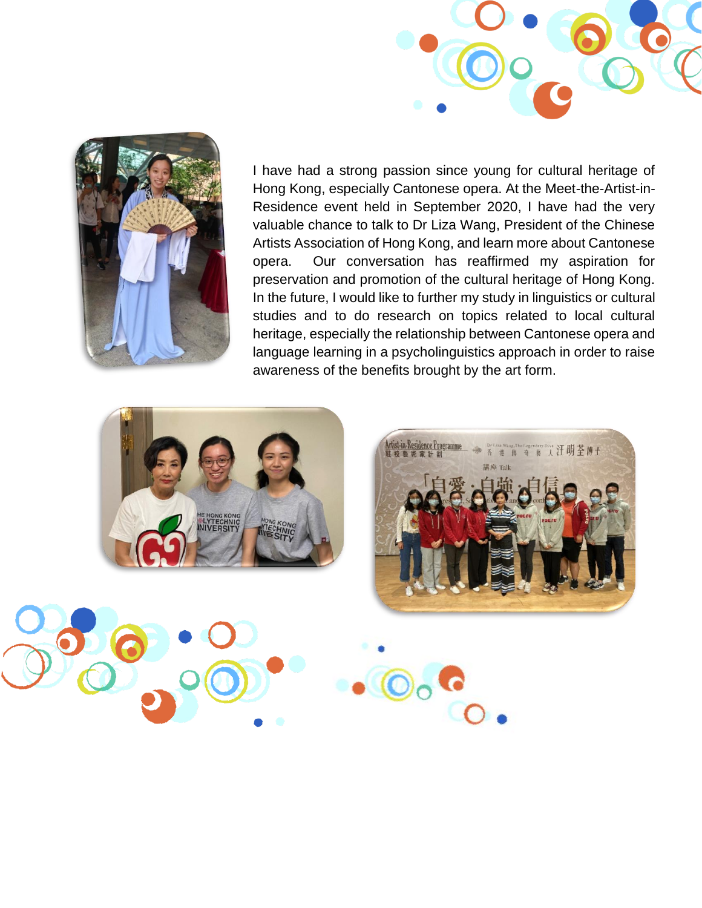I have had a strong passion since young for cultural heritage of Hong Kong, especially Cantonese opera. At the Meet-the-Artist-in-Residence event held in September 2020, I have had the very valuable chance to talk to Dr Liza Wang, President of the Chinese Artists Association of Hong Kong, and learn more about Cantonese opera. Our conversation has reaffirmed my aspiration for preservation and promotion of the cultural heritage of Hong Kong. In the future, I would like to further my study in linguistics or cultural studies and to do research on topics related to local cultural heritage, especially the relationship between Cantonese opera and language learning in a psycholinguistics approach in order to raise awareness of the benefits brought by the art form.